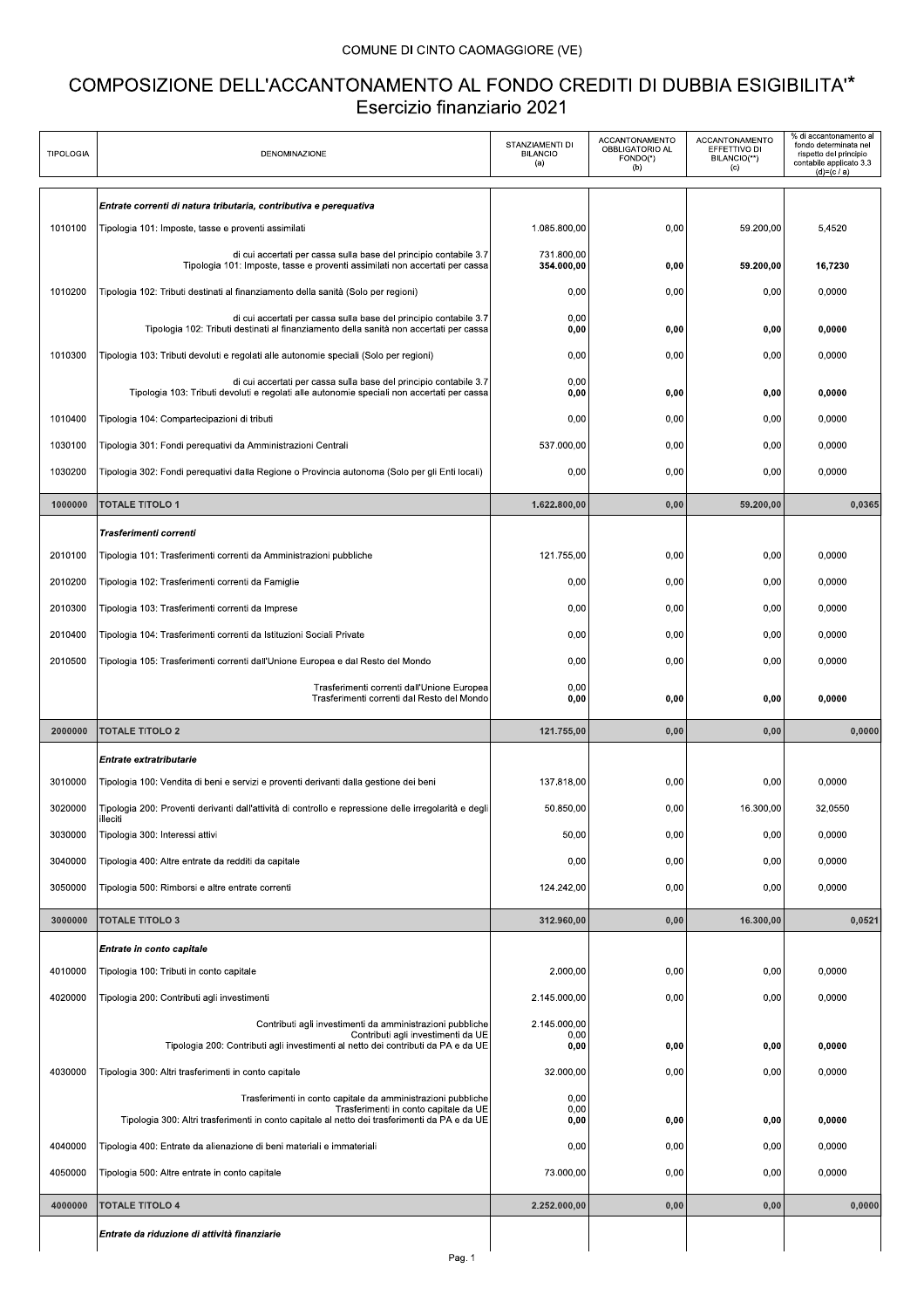COMUNE DI CINTO CAOMAGGIORE (VE)

# COMPOSIZIONE DELL'ACCANTONAMENTO AL FONDO CREDITI DI DUBBIA ESIGIBILITA'*

## Esercizio finanziario 2021

| TIPOLOGIA | DENOMINAZIONE | STANZIAMENTI DI BILANCIO (a) | ACCANTONAMENTO OBBLIGATORIO AL FONDO(*) (b) | ACCANTONAMENTO EFFETTIVO DI BILANCIO(**) (c) | % di accantonamento al fondo determinata nel rispetto del principio contabile applicato 3.3 (d)=(c / a) |
|---|---|---|---|---|---|
| | *Entrate correnti di natura tributaria, contributiva e perequativa* | | | | |
| 1010100 | Tipologia 101: Imposte, tasse e proventi assimilati | 1.085.800,00 | 0,00 | 59.200,00 | 5,4520 |
| | di cui accertati per cassa sulla base del principio contabile 3.7 | 731.800,00 | | | |
| | Tipologia 101: Imposte, tasse e proventi assimilati non accertati per cassa | **354.000,00** | **0,00** | **59.200,00** | **16,7230** |
| 1010200 | Tipologia 102: Tributi destinati al finanziamento della sanità (Solo per regioni) | 0,00 | 0,00 | 0,00 | 0,0000 |
| | di cui accertati per cassa sulla base del principio contabile 3.7 | 0,00 | | | |
| | Tipologia 102: Tributi destinati al finanziamento della sanità non accertati per cassa | **0,00** | **0,00** | **0,00** | **0,0000** |
| 1010300 | Tipologia 103: Tributi devoluti e regolati alle autonomie speciali (Solo per regioni) | 0,00 | 0,00 | 0,00 | 0,0000 |
| | di cui accertati per cassa sulla base del principio contabile 3.7 | 0,00 | | | |
| | Tipologia 103: Tributi devoluti e regolati alle autonomie speciali non accertati per cassa | **0,00** | **0,00** | **0,00** | **0,0000** |
| 1010400 | Tipologia 104: Compartecipazioni di tributi | 0,00 | 0,00 | 0,00 | 0,0000 |
| 1030100 | Tipologia 301: Fondi perequativi da Amministrazioni Centrali | 537.000,00 | 0,00 | 0,00 | 0,0000 |
| 1030200 | Tipologia 302: Fondi perequativi dalla Regione o Provincia autonoma (Solo per gli Enti locali) | 0,00 | 0,00 | 0,00 | 0,0000 |
| **1000000** | **TOTALE TITOLO 1** | **1.622.800,00** | **0,00** | **59.200,00** | **0,0365** |
| | *Trasferimenti correnti* | | | | |
| 2010100 | Tipologia 101: Trasferimenti correnti da Amministrazioni pubbliche | 121.755,00 | 0,00 | 0,00 | 0,0000 |
| 2010200 | Tipologia 102: Trasferimenti correnti da Famiglie | 0,00 | 0,00 | 0,00 | 0,0000 |
| 2010300 | Tipologia 103: Trasferimenti correnti da Imprese | 0,00 | 0,00 | 0,00 | 0,0000 |
| 2010400 | Tipologia 104: Trasferimenti correnti da Istituzioni Sociali Private | 0,00 | 0,00 | 0,00 | 0,0000 |
| 2010500 | Tipologia 105: Trasferimenti correnti dall'Unione Europea e dal Resto del Mondo | 0,00 | 0,00 | 0,00 | 0,0000 |
| | Trasferimenti correnti dall'Unione Europea | 0,00 | | | |
| | Trasferimenti correnti dal Resto del Mondo | **0,00** | **0,00** | **0,00** | **0,0000** |
| **2000000** | **TOTALE TITOLO 2** | **121.755,00** | **0,00** | **0,00** | **0,0000** |
| | *Entrate extratributarie* | | | | |
| 3010000 | Tipologia 100: Vendita di beni e servizi e proventi derivanti dalla gestione dei beni | 137.818,00 | 0,00 | 0,00 | 0,0000 |
| 3020000 | Tipologia 200: Proventi derivanti dall'attività di controllo e repressione delle irregolarità e degli illeciti | 50.850,00 | 0,00 | 16.300,00 | 32,0550 |
| 3030000 | Tipologia 300: Interessi attivi | 50,00 | 0,00 | 0,00 | 0,0000 |
| 3040000 | Tipologia 400: Altre entrate da redditi da capitale | 0,00 | 0,00 | 0,00 | 0,0000 |
| 3050000 | Tipologia 500: Rimborsi e altre entrate correnti | 124.242,00 | 0,00 | 0,00 | 0,0000 |
| **3000000** | **TOTALE TITOLO 3** | **312.960,00** | **0,00** | **16.300,00** | **0,0521** |
| | *Entrate in conto capitale* | | | | |
| 4010000 | Tipologia 100: Tributi in conto capitale | 2.000,00 | 0,00 | 0,00 | 0,0000 |
| 4020000 | Tipologia 200: Contributi agli investimenti | 2.145.000,00 | 0,00 | 0,00 | 0,0000 |
| | Contributi agli investimenti da amministrazioni pubbliche | 2.145.000,00 | | | |
| | Contributi agli investimenti da UE | 0,00 | | | |
| | Tipologia 200: Contributi agli investimenti al netto dei contributi da PA e da UE | **0,00** | **0,00** | **0,00** | **0,0000** |
| 4030000 | Tipologia 300: Altri trasferimenti in conto capitale | 32.000,00 | 0,00 | 0,00 | 0,0000 |
| | Trasferimenti in conto capitale da amministrazioni pubbliche | 0,00 | | | |
| | Trasferimenti in conto capitale da UE | 0,00 | | | |
| | Tipologia 300: Altri trasferimenti in conto capitale al netto dei trasferimenti da PA e da UE | **0,00** | **0,00** | **0,00** | **0,0000** |
| 4040000 | Tipologia 400: Entrate da alienazione di beni materiali e immateriali | 0,00 | 0,00 | 0,00 | 0,0000 |
| 4050000 | Tipologia 500: Altre entrate in conto capitale | 73.000,00 | 0,00 | 0,00 | 0,0000 |
| **4000000** | **TOTALE TITOLO 4** | **2.252.000,00** | **0,00** | **0,00** | **0,0000** |
| | *Entrate da riduzione di attività finanziarie* | | | | |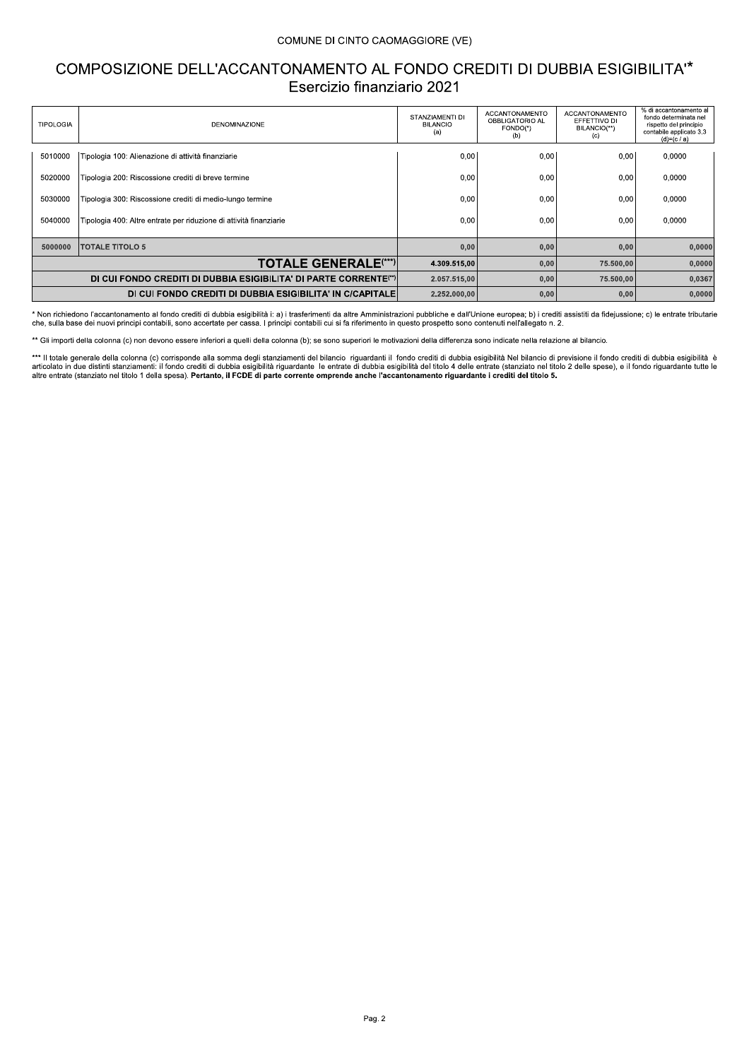# COMPOSIZIONE DELL'ACCANTONAMENTO AL FONDO CREDITI DI DUBBIA ESIGIBILITA'*

## Esercizio finanziario 2021

| TIPOLOGIA | DENOMINAZIONE | STANZIAMENTI DI BILANCIO (a) | ACCANTONAMENTO OBBLIGATORIO AL FONDO(*) (b) | ACCANTONAMENTO EFFETTIVO DI BILANCIO(**) (c) | % di accantonamento al fondo determinata nel rispetto del principio contabile applicato 3.3 (d)=(c / a) |
|---|---|---|---|---|---|
| 5010000 | Tipologia 100: Alienazione di attività finanziarie | 0,00 | 0,00 | 0,00 | 0,0000 |
| 5020000 | Tipologia 200: Riscossione crediti di breve termine | 0,00 | 0,00 | 0,00 | 0,0000 |
| 5030000 | Tipologia 300: Riscossione crediti di medio-lungo termine | 0,00 | 0,00 | 0,00 | 0,0000 |
| 5040000 | Tipologia 400: Altre entrate per riduzione di attività finanziarie | 0,00 | 0,00 | 0,00 | 0,0000 |
| **5000000** | **TOTALE TITOLO 5** | **0,00** | **0,00** | **0,00** | **0,0000** |
| | **TOTALE GENERALE(***)** | **4.309.515,00** | **0,00** | **75.500,00** | **0,0000** |
| | **DI CUI FONDO CREDITI DI DUBBIA ESIGIBILITA' DI PARTE CORRENTE(**)** | **2.057.515,00** | **0,00** | **75.500,00** | **0,0367** |
| | **DI CUI FONDO CREDITI DI DUBBIA ESIGIBILITA' IN C/CAPITALE** | **2.252.000,00** | **0,00** | **0,00** | **0,0000** |

\* Non richiedono l'accantonamento al fondo crediti di dubbia esigibilità i: a) i trasferimenti da altre Amministrazioni pubbliche e dall'Unione europea; b) i crediti assistiti da fidejussione; c) le entrate tributarie che, sulla base dei nuovi principi contabili, sono accertate per cassa. I principi contabili cui si fa riferimento in questo prospetto sono contenuti nell'allegato n. 2.

** Gli importi della colonna (c) non devono essere inferiori a quelli della colonna (b); se sono superiori le motivazioni della differenza sono indicate nella relazione al bilancio.

*** Il totale generale della colonna (c) corrisponde alla somma degli stanziamenti del bilancio riguardanti il fondo crediti di dubbia esigibilità Nel bilancio di previsione il fondo crediti di dubbia esigibilità è articolato in due distinti stanziamenti: il fondo crediti di dubbia esigibilità riguardante le entrate di dubbia esigibilità del titolo 4 delle entrate (stanziato nel titolo 2 delle spese), e il fondo riguardante tutte le altre entrate (stanziato nel titolo 1 della spesa). **Pertanto, il FCDE di parte corrente omprende anche l'accantonamento riguardante i crediti del titolo 5.**